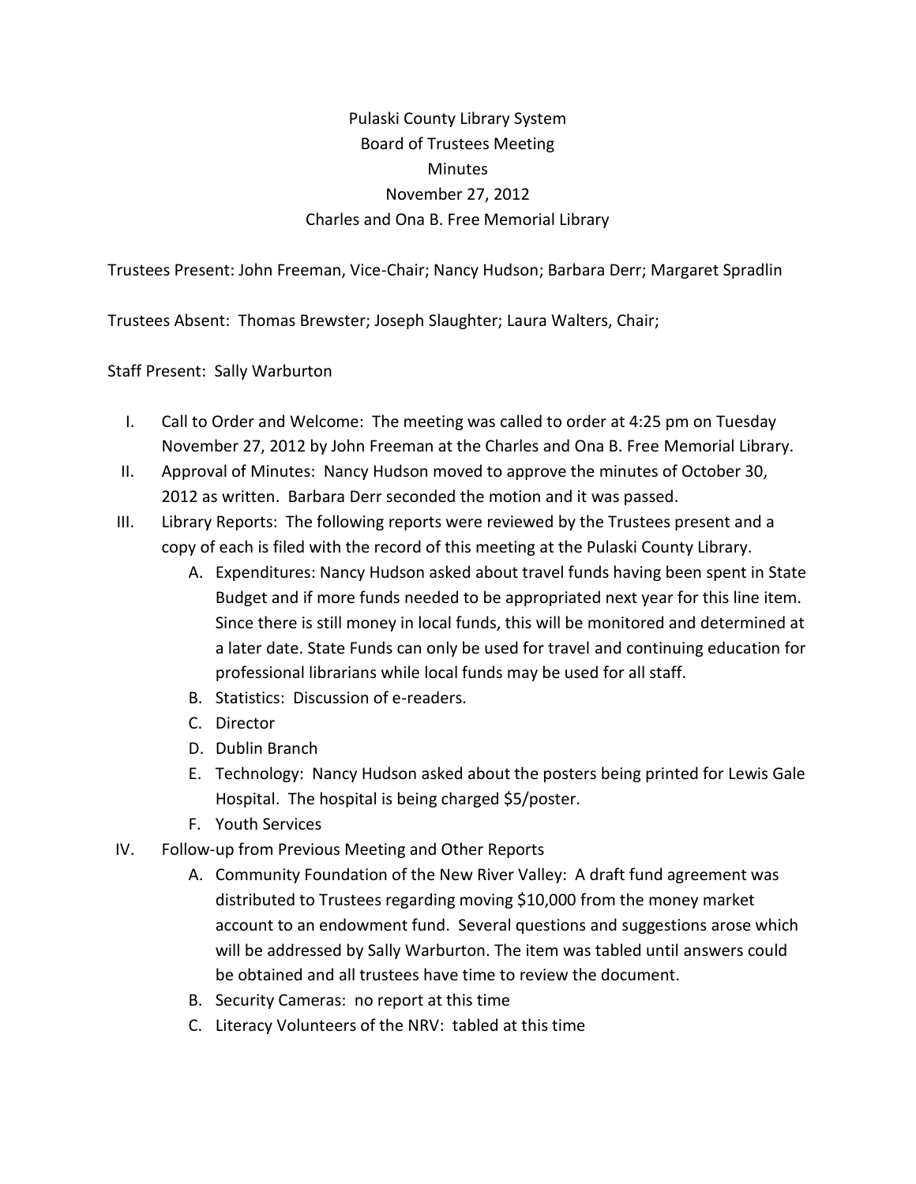# Pulaski County Library System
## Board of Trustees Meeting
## Minutes
## November 27, 2012
## Charles and Ona B. Free Memorial Library

Trustees Present: John Freeman, Vice-Chair; Nancy Hudson; Barbara Derr; Margaret Spradlin

Trustees Absent: Thomas Brewster; Joseph Slaughter; Laura Walters, Chair;

Staff Present: Sally Warburton

I. Call to Order and Welcome: The meeting was called to order at 4:25 pm on Tuesday November 27, 2012 by John Freeman at the Charles and Ona B. Free Memorial Library.

II. Approval of Minutes: Nancy Hudson moved to approve the minutes of October 30, 2012 as written. Barbara Derr seconded the motion and it was passed.

III. Library Reports: The following reports were reviewed by the Trustees present and a copy of each is filed with the record of this meeting at the Pulaski County Library.
   - A. Expenditures: Nancy Hudson asked about travel funds having been spent in State Budget and if more funds needed to be appropriated next year for this line item. Since there is still money in local funds, this will be monitored and determined at a later date. State Funds can only be used for travel and continuing education for professional librarians while local funds may be used for all staff.
   - B. Statistics: Discussion of e-readers.
   - C. Director
   - D. Dublin Branch
   - E. Technology: Nancy Hudson asked about the posters being printed for Lewis Gale Hospital. The hospital is being charged $5/poster.
   - F. Youth Services

IV. Follow-up from Previous Meeting and Other Reports
   - A. Community Foundation of the New River Valley: A draft fund agreement was distributed to Trustees regarding moving $10,000 from the money market account to an endowment fund. Several questions and suggestions arose which will be addressed by Sally Warburton. The item was tabled until answers could be obtained and all trustees have time to review the document.
   - B. Security Cameras: no report at this time
   - C. Literacy Volunteers of the NRV: tabled at this time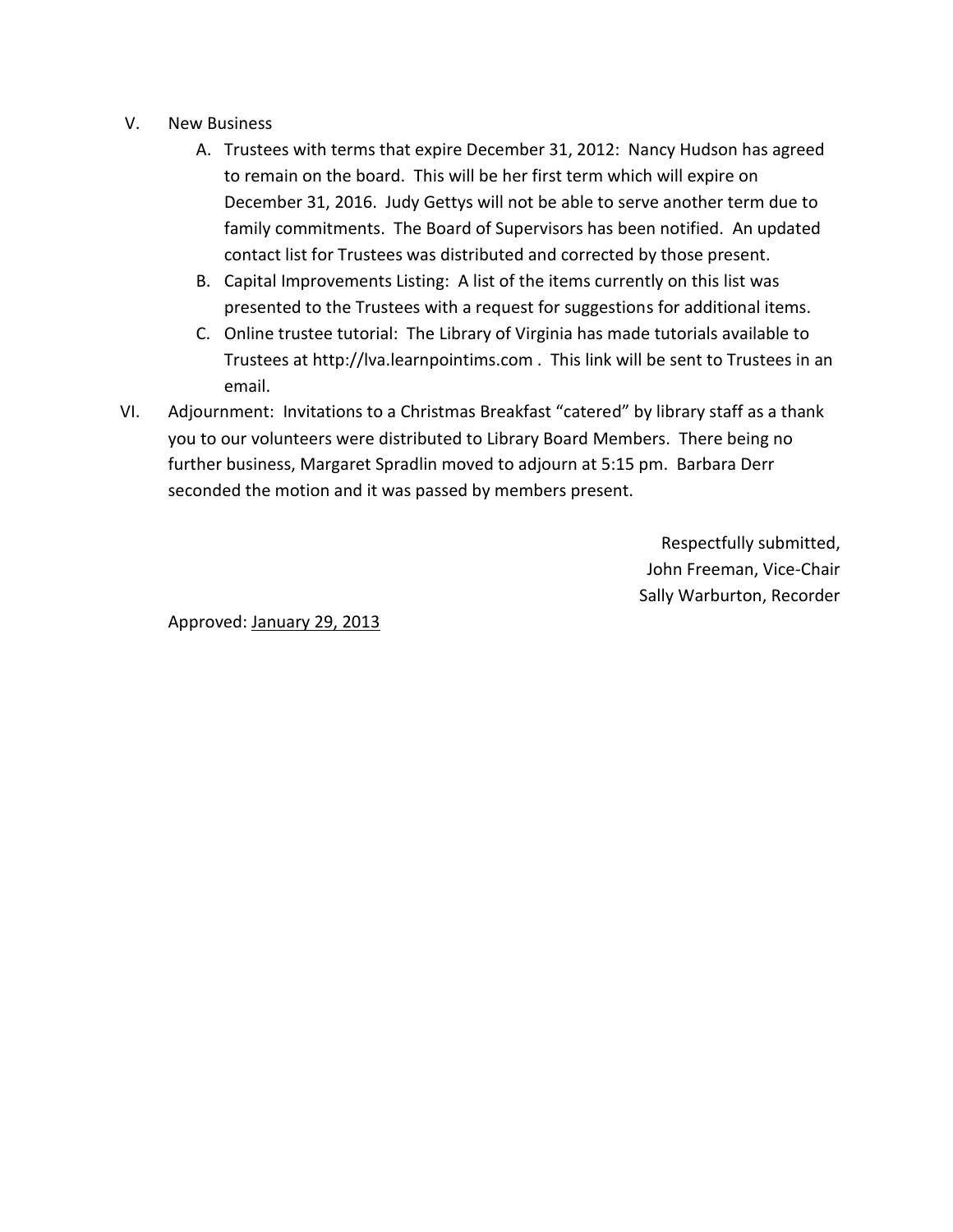V. New Business

   A. Trustees with terms that expire December 31, 2012: Nancy Hudson has agreed to remain on the board. This will be her first term which will expire on December 31, 2016. Judy Gettys will not be able to serve another term due to family commitments. The Board of Supervisors has been notified. An updated contact list for Trustees was distributed and corrected by those present.
   B. Capital Improvements Listing: A list of the items currently on this list was presented to the Trustees with a request for suggestions for additional items.
   C. Online trustee tutorial: The Library of Virginia has made tutorials available to Trustees at http://lva.learnpointims.com . This link will be sent to Trustees in an email.

VI. Adjournment: Invitations to a Christmas Breakfast "catered" by library staff as a thank you to our volunteers were distributed to Library Board Members. There being no further business, Margaret Spradlin moved to adjourn at 5:15 pm. Barbara Derr seconded the motion and it was passed by members present.

Respectfully submitted,  
John Freeman, Vice-Chair  
Sally Warburton, Recorder

Approved: January 29, 2013